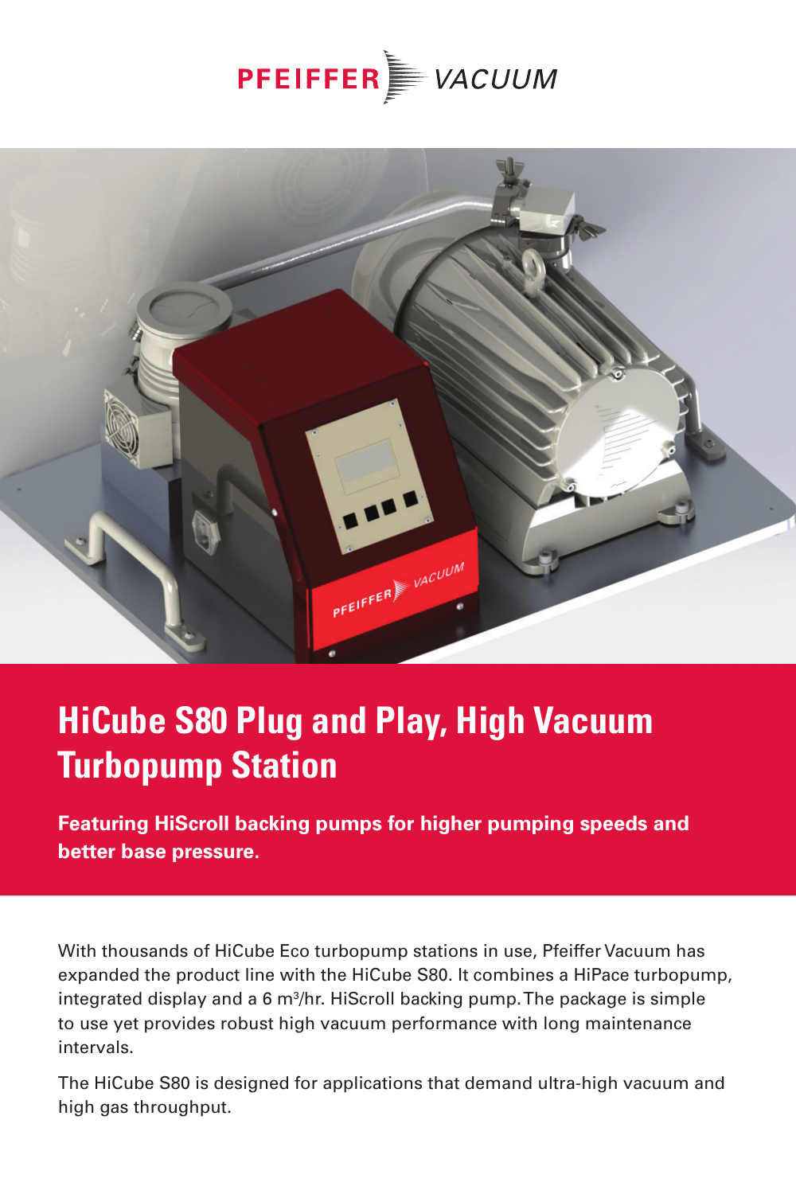PFEIFFER VACUUM

# HiCube S80 Plug and Play, High Vacuum Turbopump Station

**Featuring HiScroll backing pumps for higher pumping speeds and better base pressure.**

With thousands of HiCube Eco turbopump stations in use, Pfeiffer Vacuum has expanded the product line with the HiCube S80. It combines a HiPace turbopump, integrated display and a 6 $m^3$/hr. HiScroll backing pump. The package is simple to use yet provides robust high vacuum performance with long maintenance intervals.

The HiCube S80 is designed for applications that demand ultra-high vacuum and high gas throughput.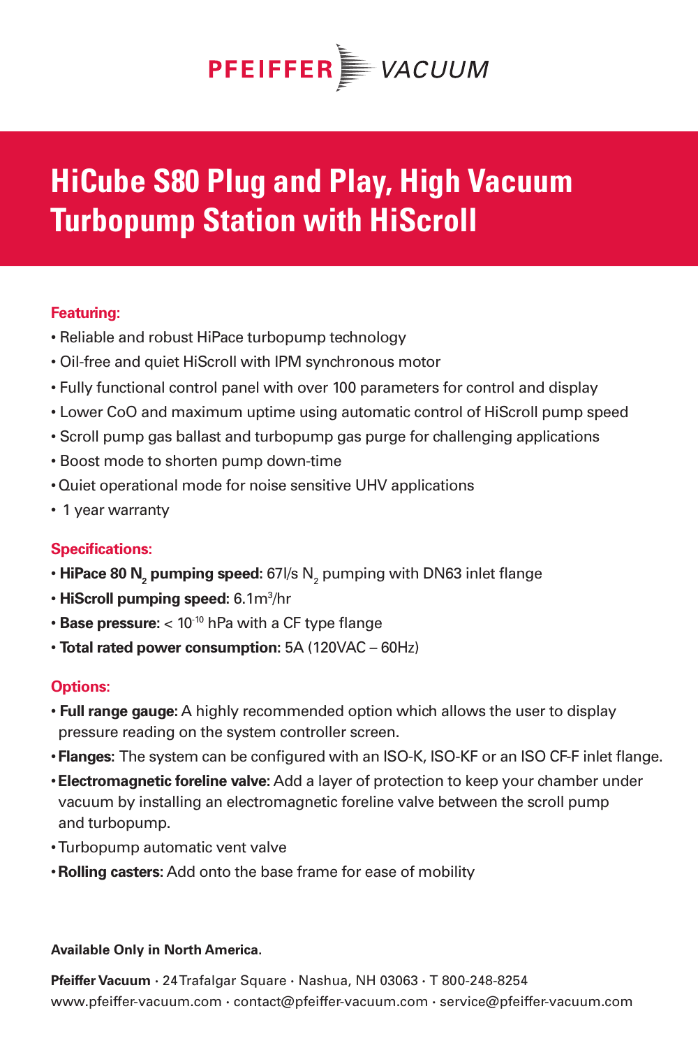PFEIFFER VACUUM

# HiCube S80 Plug and Play, High Vacuum Turbopump Station with HiScroll

**Featuring:**

- Reliable and robust HiPace turbopump technology
- Oil-free and quiet HiScroll with IPM synchronous motor
- Fully functional control panel with over 100 parameters for control and display
- Lower CoO and maximum uptime using automatic control of HiScroll pump speed
- Scroll pump gas ballast and turbopump gas purge for challenging applications
- Boost mode to shorten pump down-time
- Quiet operational mode for noise sensitive UHV applications
- 1 year warranty

**Specifications:**

- **HiPace 80 $N_2$ pumping speed:** 67l/s $N_2$ pumping with DN63 inlet flange
- **HiScroll pumping speed:** 6.1m$^3$/hr
- **Base pressure:** < $10^{-10}$ hPa with a CF type flange
- **Total rated power consumption:** 5A (120VAC – 60Hz)

**Options:**

- **Full range gauge:** A highly recommended option which allows the user to display pressure reading on the system controller screen.
- **Flanges:** The system can be configured with an ISO-K, ISO-KF or an ISO CF-F inlet flange.
- **Electromagnetic foreline valve:** Add a layer of protection to keep your chamber under vacuum by installing an electromagnetic foreline valve between the scroll pump and turbopump.
- Turbopump automatic vent valve
- **Rolling casters:** Add onto the base frame for ease of mobility

**Available Only in North America.**

**Pfeiffer Vacuum** · 24 Trafalgar Square · Nashua, NH 03063 · T 800-248-8254
www.pfeiffer-vacuum.com · contact@pfeiffer-vacuum.com · service@pfeiffer-vacuum.com